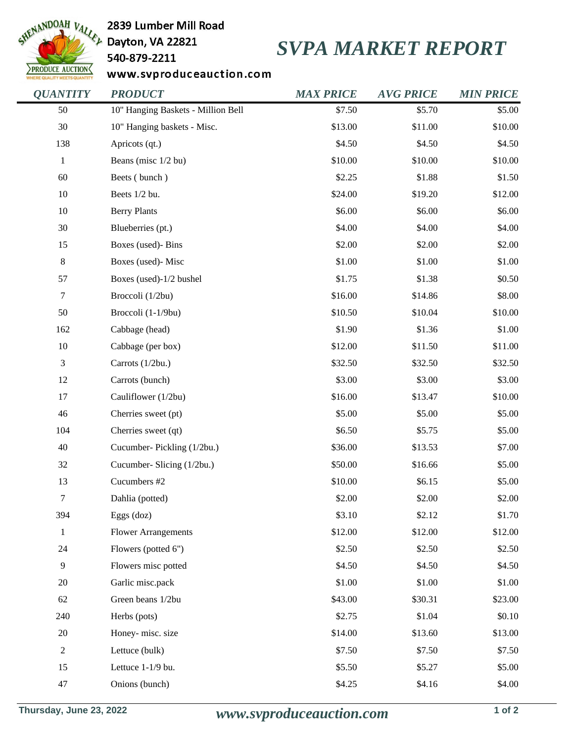2839 Lumber Mill Road
Dayton, VA 22821
540-879-2211
www.svproduceauction.com

# SVPA MARKET REPORT

| QUANTITY | PRODUCT | MAX PRICE | AVG PRICE | MIN PRICE |
|---|---|---|---|---|
| 50 | 10" Hanging Baskets - Million Bell | $7.50 | $5.70 | $5.00 |
| 30 | 10" Hanging baskets - Misc. | $13.00 | $11.00 | $10.00 |
| 138 | Apricots (qt.) | $4.50 | $4.50 | $4.50 |
| 1 | Beans (misc 1/2 bu) | $10.00 | $10.00 | $10.00 |
| 60 | Beets ( bunch ) | $2.25 | $1.88 | $1.50 |
| 10 | Beets 1/2 bu. | $24.00 | $19.20 | $12.00 |
| 10 | Berry Plants | $6.00 | $6.00 | $6.00 |
| 30 | Blueberries (pt.) | $4.00 | $4.00 | $4.00 |
| 15 | Boxes (used)- Bins | $2.00 | $2.00 | $2.00 |
| 8 | Boxes (used)- Misc | $1.00 | $1.00 | $1.00 |
| 57 | Boxes (used)-1/2 bushel | $1.75 | $1.38 | $0.50 |
| 7 | Broccoli (1/2bu) | $16.00 | $14.86 | $8.00 |
| 50 | Broccoli (1-1/9bu) | $10.50 | $10.04 | $10.00 |
| 162 | Cabbage (head) | $1.90 | $1.36 | $1.00 |
| 10 | Cabbage (per box) | $12.00 | $11.50 | $11.00 |
| 3 | Carrots (1/2bu.) | $32.50 | $32.50 | $32.50 |
| 12 | Carrots (bunch) | $3.00 | $3.00 | $3.00 |
| 17 | Cauliflower (1/2bu) | $16.00 | $13.47 | $10.00 |
| 46 | Cherries sweet (pt) | $5.00 | $5.00 | $5.00 |
| 104 | Cherries sweet (qt) | $6.50 | $5.75 | $5.00 |
| 40 | Cucumber- Pickling (1/2bu.) | $36.00 | $13.53 | $7.00 |
| 32 | Cucumber- Slicing (1/2bu.) | $50.00 | $16.66 | $5.00 |
| 13 | Cucumbers #2 | $10.00 | $6.15 | $5.00 |
| 7 | Dahlia (potted) | $2.00 | $2.00 | $2.00 |
| 394 | Eggs (doz) | $3.10 | $2.12 | $1.70 |
| 1 | Flower Arrangements | $12.00 | $12.00 | $12.00 |
| 24 | Flowers (potted 6") | $2.50 | $2.50 | $2.50 |
| 9 | Flowers misc potted | $4.50 | $4.50 | $4.50 |
| 20 | Garlic misc.pack | $1.00 | $1.00 | $1.00 |
| 62 | Green beans 1/2bu | $43.00 | $30.31 | $23.00 |
| 240 | Herbs (pots) | $2.75 | $1.04 | $0.10 |
| 20 | Honey- misc. size | $14.00 | $13.60 | $13.00 |
| 2 | Lettuce (bulk) | $7.50 | $7.50 | $7.50 |
| 15 | Lettuce 1-1/9 bu. | $5.50 | $5.27 | $5.00 |
| 47 | Onions (bunch) | $4.25 | $4.16 | $4.00 |

Thursday, June 23, 2022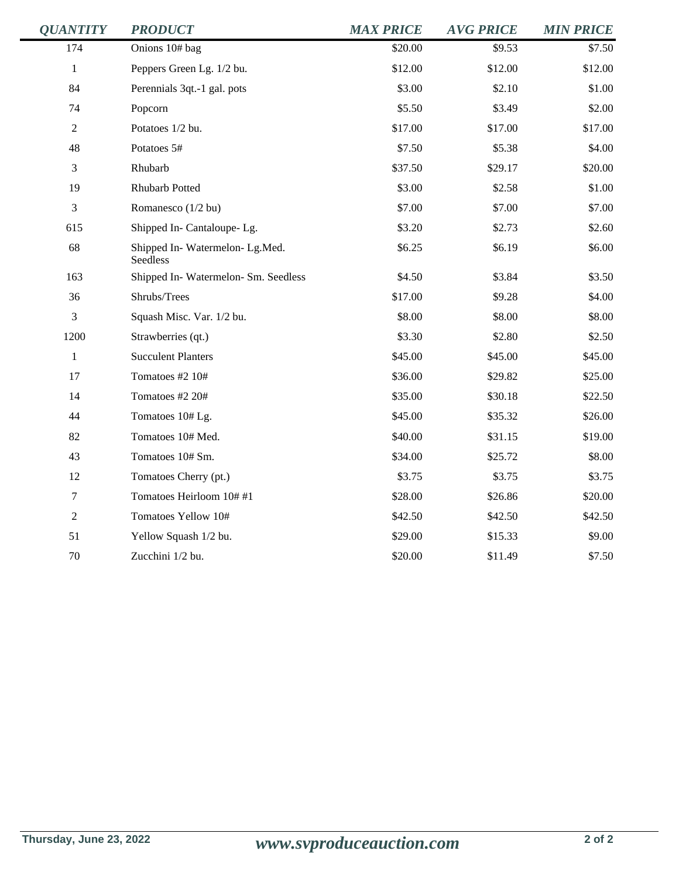| QUANTITY | PRODUCT | MAX PRICE | AVG PRICE | MIN PRICE |
| --- | --- | --- | --- | --- |
| 174 | Onions 10# bag | $20.00 | $9.53 | $7.50 |
| 1 | Peppers Green Lg. 1/2 bu. | $12.00 | $12.00 | $12.00 |
| 84 | Perennials 3qt.-1 gal. pots | $3.00 | $2.10 | $1.00 |
| 74 | Popcorn | $5.50 | $3.49 | $2.00 |
| 2 | Potatoes 1/2 bu. | $17.00 | $17.00 | $17.00 |
| 48 | Potatoes 5# | $7.50 | $5.38 | $4.00 |
| 3 | Rhubarb | $37.50 | $29.17 | $20.00 |
| 19 | Rhubarb Potted | $3.00 | $2.58 | $1.00 |
| 3 | Romanesco (1/2 bu) | $7.00 | $7.00 | $7.00 |
| 615 | Shipped In- Cantaloupe- Lg. | $3.20 | $2.73 | $2.60 |
| 68 | Shipped In- Watermelon- Lg.Med. Seedless | $6.25 | $6.19 | $6.00 |
| 163 | Shipped In- Watermelon- Sm. Seedless | $4.50 | $3.84 | $3.50 |
| 36 | Shrubs/Trees | $17.00 | $9.28 | $4.00 |
| 3 | Squash Misc. Var. 1/2 bu. | $8.00 | $8.00 | $8.00 |
| 1200 | Strawberries (qt.) | $3.30 | $2.80 | $2.50 |
| 1 | Succulent Planters | $45.00 | $45.00 | $45.00 |
| 17 | Tomatoes #2 10# | $36.00 | $29.82 | $25.00 |
| 14 | Tomatoes #2 20# | $35.00 | $30.18 | $22.50 |
| 44 | Tomatoes 10# Lg. | $45.00 | $35.32 | $26.00 |
| 82 | Tomatoes 10# Med. | $40.00 | $31.15 | $19.00 |
| 43 | Tomatoes 10# Sm. | $34.00 | $25.72 | $8.00 |
| 12 | Tomatoes Cherry (pt.) | $3.75 | $3.75 | $3.75 |
| 7 | Tomatoes Heirloom 10# #1 | $28.00 | $26.86 | $20.00 |
| 2 | Tomatoes Yellow 10# | $42.50 | $42.50 | $42.50 |
| 51 | Yellow Squash 1/2 bu. | $29.00 | $15.33 | $9.00 |
| 70 | Zucchini 1/2 bu. | $20.00 | $11.49 | $7.50 |